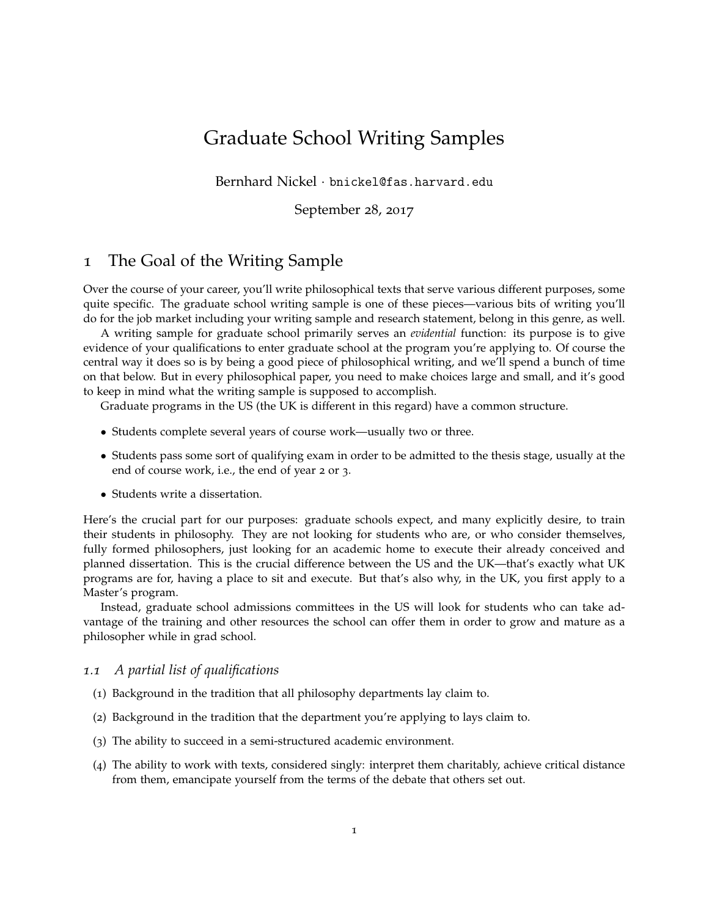# Graduate School Writing Samples

Bernhard Nickel · bnickel@fas.harvard.edu

September 28, 2017

## 1 The Goal of the Writing Sample

Over the course of your career, you'll write philosophical texts that serve various different purposes, some quite specific. The graduate school writing sample is one of these pieces—various bits of writing you'll do for the job market including your writing sample and research statement, belong in this genre, as well.

A writing sample for graduate school primarily serves an *evidential* function: its purpose is to give evidence of your qualifications to enter graduate school at the program you're applying to. Of course the central way it does so is by being a good piece of philosophical writing, and we'll spend a bunch of time on that below. But in every philosophical paper, you need to make choices large and small, and it's good to keep in mind what the writing sample is supposed to accomplish.

Graduate programs in the US (the UK is different in this regard) have a common structure.

- Students complete several years of course work—usually two or three.
- Students pass some sort of qualifying exam in order to be admitted to the thesis stage, usually at the end of course work, i.e., the end of year 2 or 3.
- Students write a dissertation.

Here's the crucial part for our purposes: graduate schools expect, and many explicitly desire, to train their students in philosophy. They are not looking for students who are, or who consider themselves, fully formed philosophers, just looking for an academic home to execute their already conceived and planned dissertation. This is the crucial difference between the US and the UK—that's exactly what UK programs are for, having a place to sit and execute. But that's also why, in the UK, you first apply to a Master's program.

Instead, graduate school admissions committees in the US will look for students who can take advantage of the training and other resources the school can offer them in order to grow and mature as a philosopher while in grad school.

### *1.1 A partial list of qualifications*

(1) Background in the tradition that all philosophy departments lay claim to.

(2) Background in the tradition that the department you're applying to lays claim to.

(3) The ability to succeed in a semi-structured academic environment.

(4) The ability to work with texts, considered singly: interpret them charitably, achieve critical distance from them, emancipate yourself from the terms of the debate that others set out.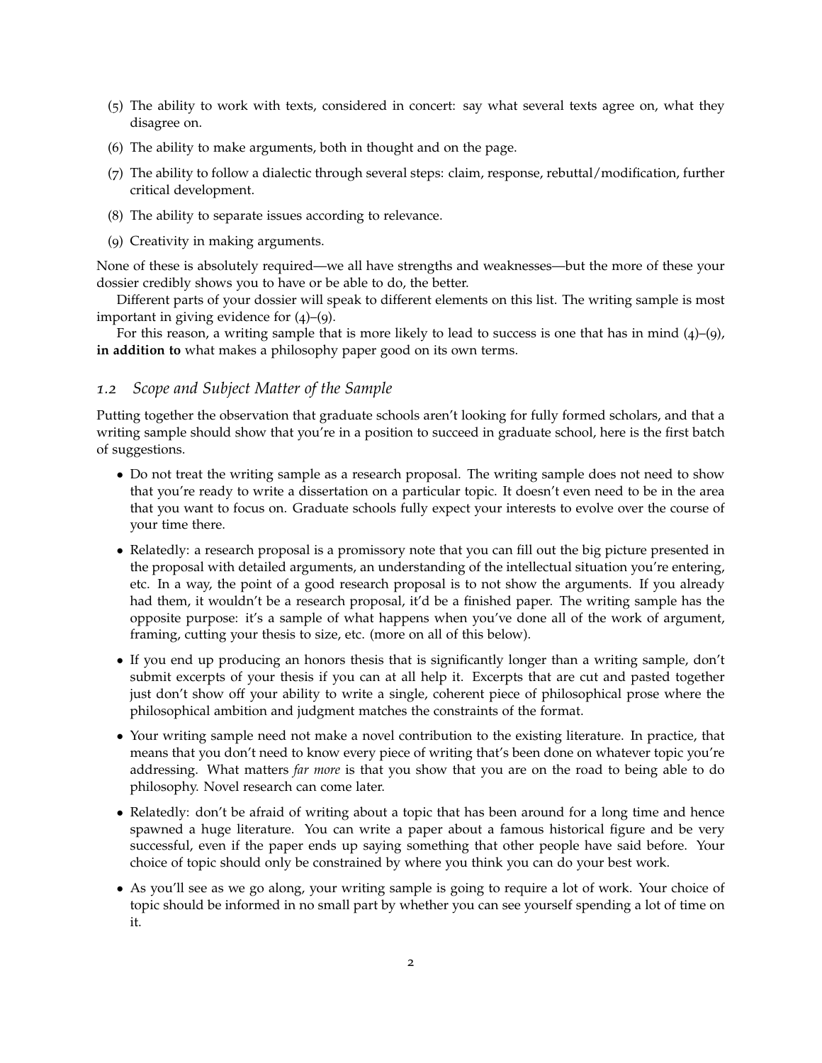(5) The ability to work with texts, considered in concert: say what several texts agree on, what they disagree on.

(6) The ability to make arguments, both in thought and on the page.

(7) The ability to follow a dialectic through several steps: claim, response, rebuttal/modification, further critical development.

(8) The ability to separate issues according to relevance.

(9) Creativity in making arguments.

None of these is absolutely required—we all have strengths and weaknesses—but the more of these your dossier credibly shows you to have or be able to do, the better.

Different parts of your dossier will speak to different elements on this list. The writing sample is most important in giving evidence for (4)–(9).

For this reason, a writing sample that is more likely to lead to success is one that has in mind (4)–(9), **in addition to** what makes a philosophy paper good on its own terms.

### *1.2 Scope and Subject Matter of the Sample*

Putting together the observation that graduate schools aren't looking for fully formed scholars, and that a writing sample should show that you're in a position to succeed in graduate school, here is the first batch of suggestions.

- Do not treat the writing sample as a research proposal. The writing sample does not need to show that you're ready to write a dissertation on a particular topic. It doesn't even need to be in the area that you want to focus on. Graduate schools fully expect your interests to evolve over the course of your time there.
- Relatedly: a research proposal is a promissory note that you can fill out the big picture presented in the proposal with detailed arguments, an understanding of the intellectual situation you're entering, etc. In a way, the point of a good research proposal is to not show the arguments. If you already had them, it wouldn't be a research proposal, it'd be a finished paper. The writing sample has the opposite purpose: it's a sample of what happens when you've done all of the work of argument, framing, cutting your thesis to size, etc. (more on all of this below).
- If you end up producing an honors thesis that is significantly longer than a writing sample, don't submit excerpts of your thesis if you can at all help it. Excerpts that are cut and pasted together just don't show off your ability to write a single, coherent piece of philosophical prose where the philosophical ambition and judgment matches the constraints of the format.
- Your writing sample need not make a novel contribution to the existing literature. In practice, that means that you don't need to know every piece of writing that's been done on whatever topic you're addressing. What matters *far more* is that you show that you are on the road to being able to do philosophy. Novel research can come later.
- Relatedly: don't be afraid of writing about a topic that has been around for a long time and hence spawned a huge literature. You can write a paper about a famous historical figure and be very successful, even if the paper ends up saying something that other people have said before. Your choice of topic should only be constrained by where you think you can do your best work.
- As you'll see as we go along, your writing sample is going to require a lot of work. Your choice of topic should be informed in no small part by whether you can see yourself spending a lot of time on it.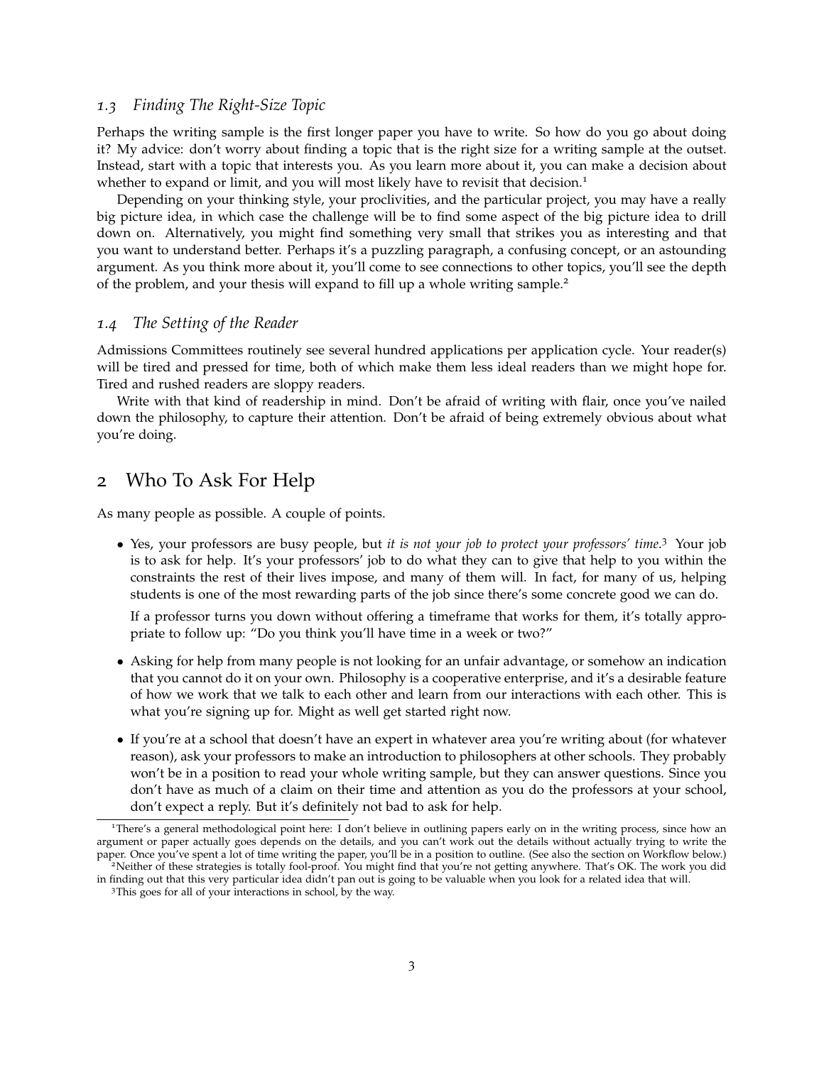### 1.3 Finding The Right-Size Topic

Perhaps the writing sample is the first longer paper you have to write. So how do you go about doing it? My advice: don't worry about finding a topic that is the right size for a writing sample at the outset. Instead, start with a topic that interests you. As you learn more about it, you can make a decision about whether to expand or limit, and you will most likely have to revisit that decision.[1]

Depending on your thinking style, your proclivities, and the particular project, you may have a really big picture idea, in which case the challenge will be to find some aspect of the big picture idea to drill down on. Alternatively, you might find something very small that strikes you as interesting and that you want to understand better. Perhaps it's a puzzling paragraph, a confusing concept, or an astounding argument. As you think more about it, you'll come to see connections to other topics, you'll see the depth of the problem, and your thesis will expand to fill up a whole writing sample.[2]

### 1.4 The Setting of the Reader

Admissions Committees routinely see several hundred applications per application cycle. Your reader(s) will be tired and pressed for time, both of which make them less ideal readers than we might hope for. Tired and rushed readers are sloppy readers.

Write with that kind of readership in mind. Don't be afraid of writing with flair, once you've nailed down the philosophy, to capture their attention. Don't be afraid of being extremely obvious about what you're doing.

## 2 Who To Ask For Help

As many people as possible. A couple of points.

- Yes, your professors are busy people, but *it is not your job to protect your professors' time*.[3] Your job is to ask for help. It's your professors' job to do what they can to give that help to you within the constraints the rest of their lives impose, and many of them will. In fact, for many of us, helping students is one of the most rewarding parts of the job since there's some concrete good we can do.

  If a professor turns you down without offering a timeframe that works for them, it's totally appropriate to follow up: "Do you think you'll have time in a week or two?"

- Asking for help from many people is not looking for an unfair advantage, or somehow an indication that you cannot do it on your own. Philosophy is a cooperative enterprise, and it's a desirable feature of how we work that we talk to each other and learn from our interactions with each other. This is what you're signing up for. Might as well get started right now.

- If you're at a school that doesn't have an expert in whatever area you're writing about (for whatever reason), ask your professors to make an introduction to philosophers at other schools. They probably won't be in a position to read your whole writing sample, but they can answer questions. Since you don't have as much of a claim on their time and attention as you do the professors at your school, don't expect a reply. But it's definitely not bad to ask for help.

---

[1] There's a general methodological point here: I don't believe in outlining papers early on in the writing process, since how an argument or paper actually goes depends on the details, and you can't work out the details without actually trying to write the paper. Once you've spent a lot of time writing the paper, you'll be in a position to outline. (See also the section on Workflow below.)

[2] Neither of these strategies is totally fool-proof. You might find that you're not getting anywhere. That's OK. The work you did in finding out that this very particular idea didn't pan out is going to be valuable when you look for a related idea that will.

[3] This goes for all of your interactions in school, by the way.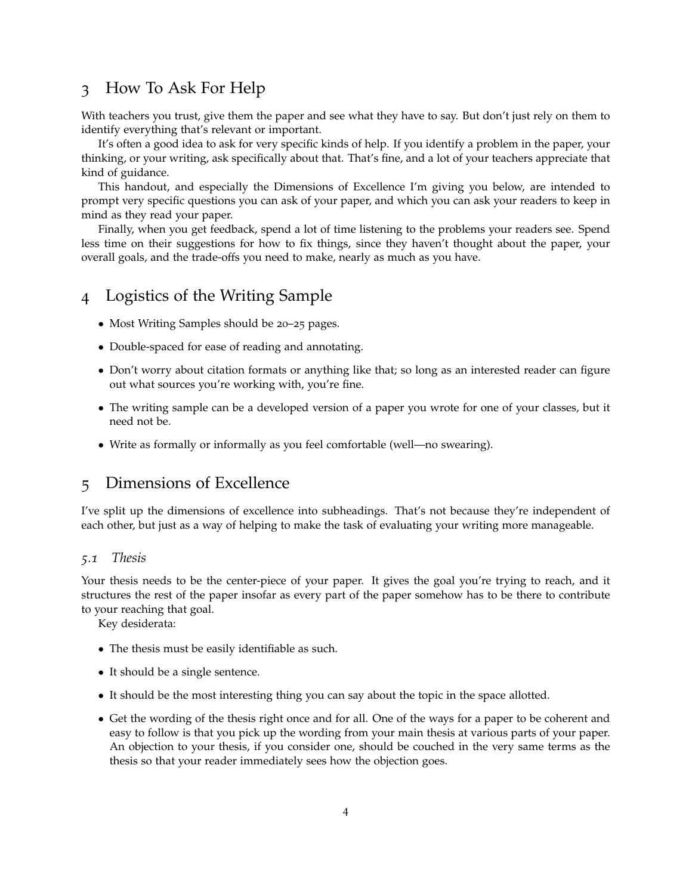## 3 How To Ask For Help

With teachers you trust, give them the paper and see what they have to say. But don't just rely on them to identify everything that's relevant or important.

It's often a good idea to ask for very specific kinds of help. If you identify a problem in the paper, your thinking, or your writing, ask specifically about that. That's fine, and a lot of your teachers appreciate that kind of guidance.

This handout, and especially the Dimensions of Excellence I'm giving you below, are intended to prompt very specific questions you can ask of your paper, and which you can ask your readers to keep in mind as they read your paper.

Finally, when you get feedback, spend a lot of time listening to the problems your readers see. Spend less time on their suggestions for how to fix things, since they haven't thought about the paper, your overall goals, and the trade-offs you need to make, nearly as much as you have.

## 4 Logistics of the Writing Sample

- Most Writing Samples should be 20–25 pages.
- Double-spaced for ease of reading and annotating.
- Don't worry about citation formats or anything like that; so long as an interested reader can figure out what sources you're working with, you're fine.
- The writing sample can be a developed version of a paper you wrote for one of your classes, but it need not be.
- Write as formally or informally as you feel comfortable (well—no swearing).

## 5 Dimensions of Excellence

I've split up the dimensions of excellence into subheadings. That's not because they're independent of each other, but just as a way of helping to make the task of evaluating your writing more manageable.

### *5.1 Thesis*

Your thesis needs to be the center-piece of your paper. It gives the goal you're trying to reach, and it structures the rest of the paper insofar as every part of the paper somehow has to be there to contribute to your reaching that goal.

Key desiderata:

- The thesis must be easily identifiable as such.
- It should be a single sentence.
- It should be the most interesting thing you can say about the topic in the space allotted.
- Get the wording of the thesis right once and for all. One of the ways for a paper to be coherent and easy to follow is that you pick up the wording from your main thesis at various parts of your paper. An objection to your thesis, if you consider one, should be couched in the very same terms as the thesis so that your reader immediately sees how the objection goes.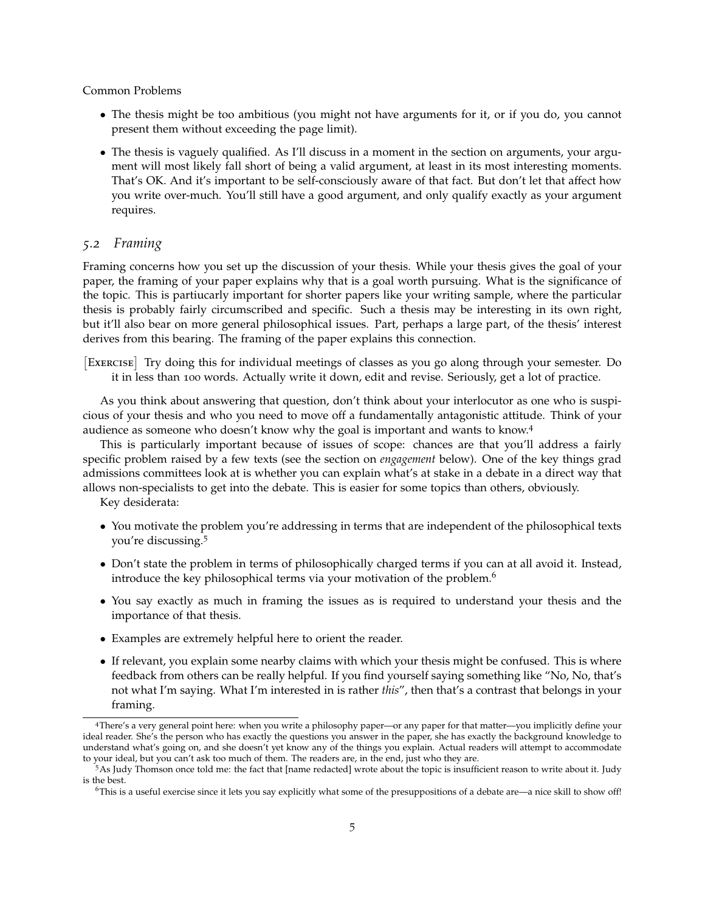Common Problems

- The thesis might be too ambitious (you might not have arguments for it, or if you do, you cannot present them without exceeding the page limit).
- The thesis is vaguely qualified. As I'll discuss in a moment in the section on arguments, your argument will most likely fall short of being a valid argument, at least in its most interesting moments. That's OK. And it's important to be self-consciously aware of that fact. But don't let that affect how you write over-much. You'll still have a good argument, and only qualify exactly as your argument requires.

## *5.2 Framing*

Framing concerns how you set up the discussion of your thesis. While your thesis gives the goal of your paper, the framing of your paper explains why that is a goal worth pursuing. What is the significance of the topic. This is partiucarly important for shorter papers like your writing sample, where the particular thesis is probably fairly circumscribed and specific. Such a thesis may be interesting in its own right, but it'll also bear on more general philosophical issues. Part, perhaps a large part, of the thesis' interest derives from this bearing. The framing of the paper explains this connection.

[Exercise] Try doing this for individual meetings of classes as you go along through your semester. Do it in less than 100 words. Actually write it down, edit and revise. Seriously, get a lot of practice.

As you think about answering that question, don't think about your interlocutor as one who is suspicious of your thesis and who you need to move off a fundamentally antagonistic attitude. Think of your audience as someone who doesn't know why the goal is important and wants to know.[4]

This is particularly important because of issues of scope: chances are that you'll address a fairly specific problem raised by a few texts (see the section on *engagement* below). One of the key things grad admissions committees look at is whether you can explain what's at stake in a debate in a direct way that allows non-specialists to get into the debate. This is easier for some topics than others, obviously.

Key desiderata:

- You motivate the problem you're addressing in terms that are independent of the philosophical texts you're discussing.[5]
- Don't state the problem in terms of philosophically charged terms if you can at all avoid it. Instead, introduce the key philosophical terms via your motivation of the problem.[6]
- You say exactly as much in framing the issues as is required to understand your thesis and the importance of that thesis.
- Examples are extremely helpful here to orient the reader.
- If relevant, you explain some nearby claims with which your thesis might be confused. This is where feedback from others can be really helpful. If you find yourself saying something like "No, No, that's not what I'm saying. What I'm interested in is rather *this*", then that's a contrast that belongs in your framing.

---

[4] There's a very general point here: when you write a philosophy paper—or any paper for that matter—you implicitly define your ideal reader. She's the person who has exactly the questions you answer in the paper, she has exactly the background knowledge to understand what's going on, and she doesn't yet know any of the things you explain. Actual readers will attempt to accommodate to your ideal, but you can't ask too much of them. The readers are, in the end, just who they are.

[5] As Judy Thomson once told me: the fact that [name redacted] wrote about the topic is insufficient reason to write about it. Judy is the best.

[6] This is a useful exercise since it lets you say explicitly what some of the presuppositions of a debate are—a nice skill to show off!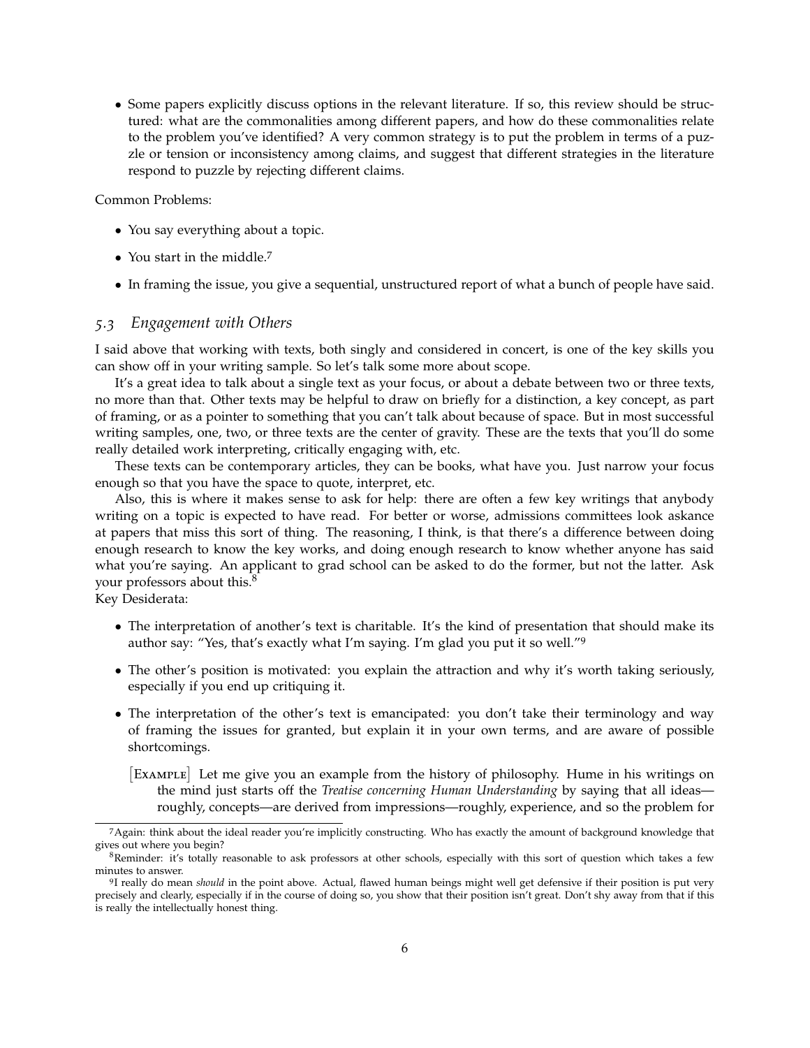- Some papers explicitly discuss options in the relevant literature. If so, this review should be structured: what are the commonalities among different papers, and how do these commonalities relate to the problem you've identified? A very common strategy is to put the problem in terms of a puzzle or tension or inconsistency among claims, and suggest that different strategies in the literature respond to puzzle by rejecting different claims.

Common Problems:

- You say everything about a topic.
- You start in the middle.[7]
- In framing the issue, you give a sequential, unstructured report of what a bunch of people have said.

### *5.3 Engagement with Others*

I said above that working with texts, both singly and considered in concert, is one of the key skills you can show off in your writing sample. So let's talk some more about scope.

It's a great idea to talk about a single text as your focus, or about a debate between two or three texts, no more than that. Other texts may be helpful to draw on briefly for a distinction, a key concept, as part of framing, or as a pointer to something that you can't talk about because of space. But in most successful writing samples, one, two, or three texts are the center of gravity. These are the texts that you'll do some really detailed work interpreting, critically engaging with, etc.

These texts can be contemporary articles, they can be books, what have you. Just narrow your focus enough so that you have the space to quote, interpret, etc.

Also, this is where it makes sense to ask for help: there are often a few key writings that anybody writing on a topic is expected to have read. For better or worse, admissions committees look askance at papers that miss this sort of thing. The reasoning, I think, is that there's a difference between doing enough research to know the key works, and doing enough research to know whether anyone has said what you're saying. An applicant to grad school can be asked to do the former, but not the latter. Ask your professors about this.[8]

Key Desiderata:

- The interpretation of another's text is charitable. It's the kind of presentation that should make its author say: "Yes, that's exactly what I'm saying. I'm glad you put it so well."[9]
- The other's position is motivated: you explain the attraction and why it's worth taking seriously, especially if you end up critiquing it.
- The interpretation of the other's text is emancipated: you don't take their terminology and way of framing the issues for granted, but explain it in your own terms, and are aware of possible shortcomings.

  [EXAMPLE] Let me give you an example from the history of philosophy. Hume in his writings on the mind just starts off the *Treatise concerning Human Understanding* by saying that all ideas—roughly, concepts—are derived from impressions—roughly, experience, and so the problem for

---

[7] Again: think about the ideal reader you're implicitly constructing. Who has exactly the amount of background knowledge that gives out where you begin?

[8] Reminder: it's totally reasonable to ask professors at other schools, especially with this sort of question which takes a few minutes to answer.

[9] I really do mean *should* in the point above. Actual, flawed human beings might well get defensive if their position is put very precisely and clearly, especially if in the course of doing so, you show that their position isn't great. Don't shy away from that if this is really the intellectually honest thing.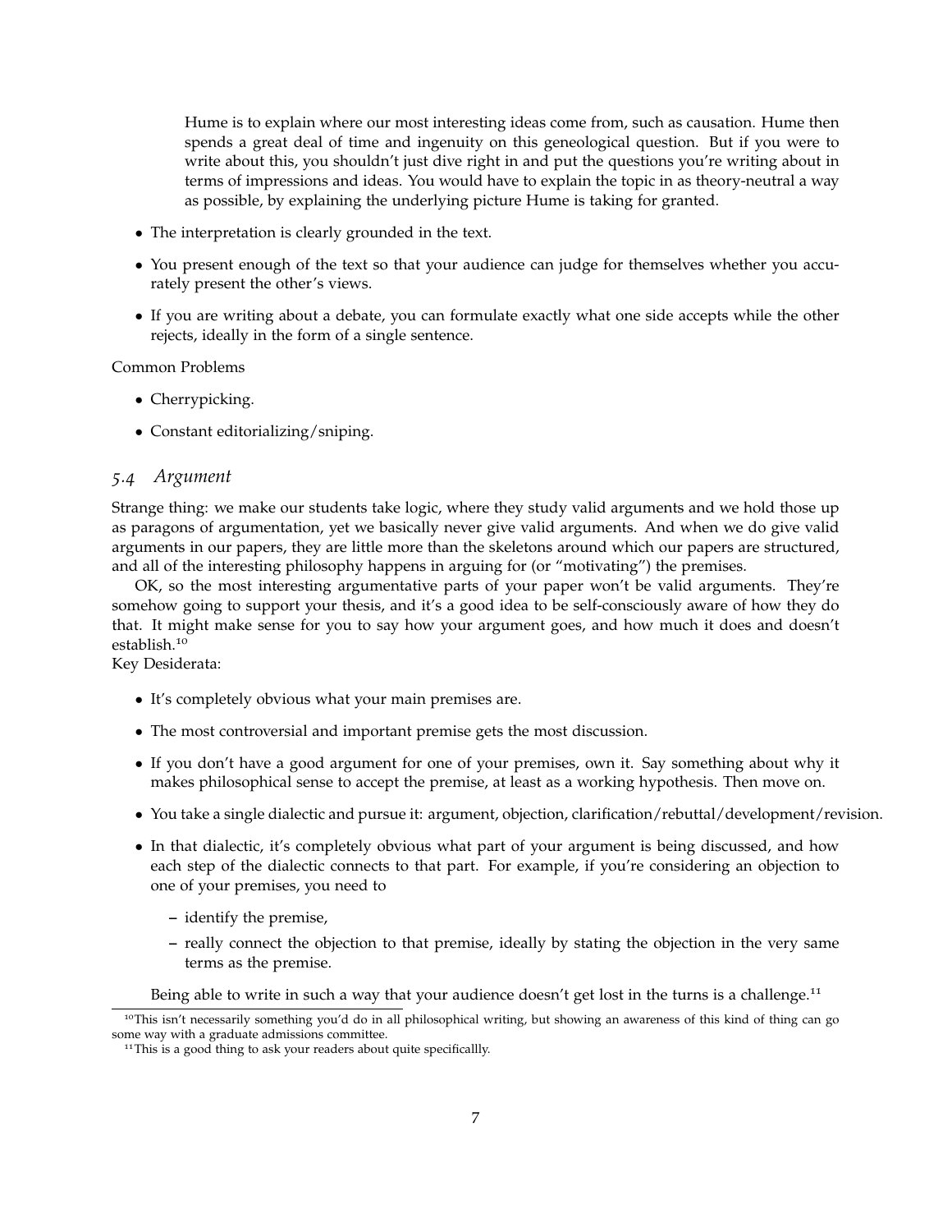Hume is to explain where our most interesting ideas come from, such as causation. Hume then spends a great deal of time and ingenuity on this geneological question. But if you were to write about this, you shouldn't just dive right in and put the questions you're writing about in terms of impressions and ideas. You would have to explain the topic in as theory-neutral a way as possible, by explaining the underlying picture Hume is taking for granted.

- The interpretation is clearly grounded in the text.
- You present enough of the text so that your audience can judge for themselves whether you accurately present the other's views.
- If you are writing about a debate, you can formulate exactly what one side accepts while the other rejects, ideally in the form of a single sentence.

Common Problems

- Cherrypicking.
- Constant editorializing/sniping.

### *5.4 Argument*

Strange thing: we make our students take logic, where they study valid arguments and we hold those up as paragons of argumentation, yet we basically never give valid arguments. And when we do give valid arguments in our papers, they are little more than the skeletons around which our papers are structured, and all of the interesting philosophy happens in arguing for (or "motivating") the premises.

OK, so the most interesting argumentative parts of your paper won't be valid arguments. They're somehow going to support your thesis, and it's a good idea to be self-consciously aware of how they do that. It might make sense for you to say how your argument goes, and how much it does and doesn't establish.[10]

Key Desiderata:

- It's completely obvious what your main premises are.
- The most controversial and important premise gets the most discussion.
- If you don't have a good argument for one of your premises, own it. Say something about why it makes philosophical sense to accept the premise, at least as a working hypothesis. Then move on.
- You take a single dialectic and pursue it: argument, objection, clarification/rebuttal/development/revision.
- In that dialectic, it's completely obvious what part of your argument is being discussed, and how each step of the dialectic connects to that part. For example, if you're considering an objection to one of your premises, you need to
  - identify the premise,
  - really connect the objection to that premise, ideally by stating the objection in the very same terms as the premise.

Being able to write in such a way that your audience doesn't get lost in the turns is a challenge.[11]

[10] This isn't necessarily something you'd do in all philosophical writing, but showing an awareness of this kind of thing can go some way with a graduate admissions committee.

[11] This is a good thing to ask your readers about quite specificallly.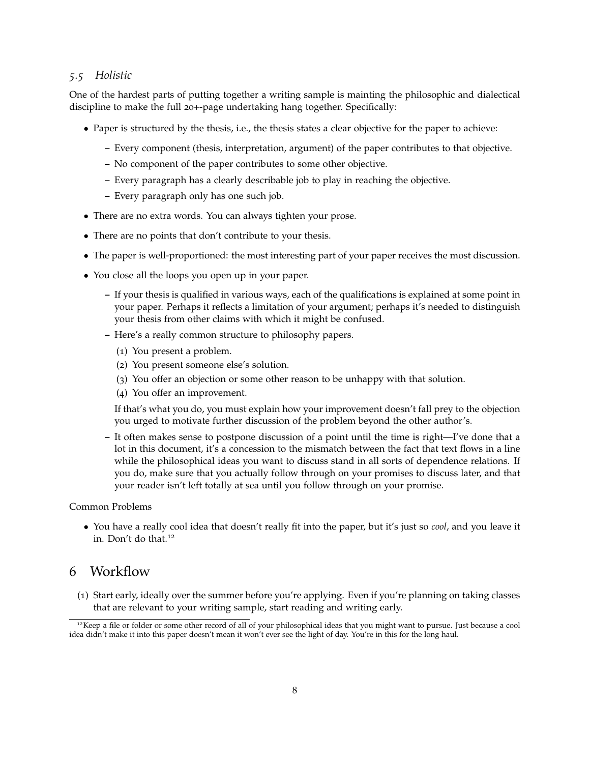### 5.5 *Holistic*

One of the hardest parts of putting together a writing sample is mainting the philosophic and dialectical discipline to make the full 20+-page undertaking hang together. Specifically:

- Paper is structured by the thesis, i.e., the thesis states a clear objective for the paper to achieve:
  - Every component (thesis, interpretation, argument) of the paper contributes to that objective.
  - No component of the paper contributes to some other objective.
  - Every paragraph has a clearly describable job to play in reaching the objective.
  - Every paragraph only has one such job.
- There are no extra words. You can always tighten your prose.
- There are no points that don't contribute to your thesis.
- The paper is well-proportioned: the most interesting part of your paper receives the most discussion.
- You close all the loops you open up in your paper.
  - If your thesis is qualified in various ways, each of the qualifications is explained at some point in your paper. Perhaps it reflects a limitation of your argument; perhaps it's needed to distinguish your thesis from other claims with which it might be confused.
  - Here's a really common structure to philosophy papers.
    (1) You present a problem.
    (2) You present someone else's solution.
    (3) You offer an objection or some other reason to be unhappy with that solution.
    (4) You offer an improvement.

    If that's what you do, you must explain how your improvement doesn't fall prey to the objection you urged to motivate further discussion of the problem beyond the other author's.
  - It often makes sense to postpone discussion of a point until the time is right—I've done that a lot in this document, it's a concession to the mismatch between the fact that text flows in a line while the philosophical ideas you want to discuss stand in all sorts of dependence relations. If you do, make sure that you actually follow through on your promises to discuss later, and that your reader isn't left totally at sea until you follow through on your promise.

Common Problems

- You have a really cool idea that doesn't really fit into the paper, but it's just so *cool*, and you leave it in. Don't do that.[12]

## 6 Workflow

(1) Start early, ideally over the summer before you're applying. Even if you're planning on taking classes that are relevant to your writing sample, start reading and writing early.

[12] Keep a file or folder or some other record of all of your philosophical ideas that you might want to pursue. Just because a cool idea didn't make it into this paper doesn't mean it won't ever see the light of day. You're in this for the long haul.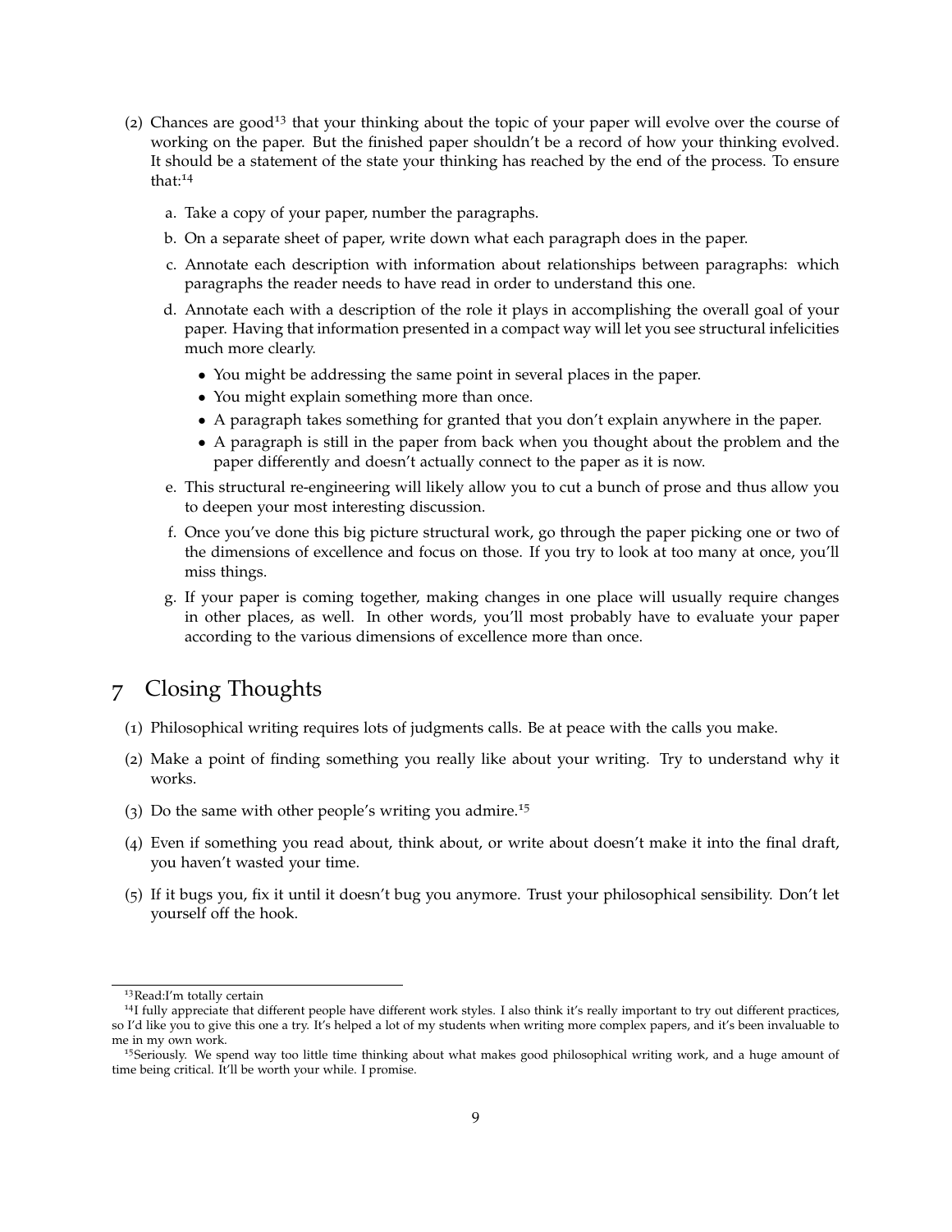(2) Chances are good[13] that your thinking about the topic of your paper will evolve over the course of working on the paper. But the finished paper shouldn't be a record of how your thinking evolved. It should be a statement of the state your thinking has reached by the end of the process. To ensure that:[14]

   a. Take a copy of your paper, number the paragraphs.

   b. On a separate sheet of paper, write down what each paragraph does in the paper.

   c. Annotate each description with information about relationships between paragraphs: which paragraphs the reader needs to have read in order to understand this one.

   d. Annotate each with a description of the role it plays in accomplishing the overall goal of your paper. Having that information presented in a compact way will let you see structural infelicities much more clearly.

      - You might be addressing the same point in several places in the paper.
      - You might explain something more than once.
      - A paragraph takes something for granted that you don't explain anywhere in the paper.
      - A paragraph is still in the paper from back when you thought about the problem and the paper differently and doesn't actually connect to the paper as it is now.

   e. This structural re-engineering will likely allow you to cut a bunch of prose and thus allow you to deepen your most interesting discussion.

   f. Once you've done this big picture structural work, go through the paper picking one or two of the dimensions of excellence and focus on those. If you try to look at too many at once, you'll miss things.

   g. If your paper is coming together, making changes in one place will usually require changes in other places, as well. In other words, you'll most probably have to evaluate your paper according to the various dimensions of excellence more than once.

# 7 Closing Thoughts

(1) Philosophical writing requires lots of judgments calls. Be at peace with the calls you make.

(2) Make a point of finding something you really like about your writing. Try to understand why it works.

(3) Do the same with other people's writing you admire.[15]

(4) Even if something you read about, think about, or write about doesn't make it into the final draft, you haven't wasted your time.

(5) If it bugs you, fix it until it doesn't bug you anymore. Trust your philosophical sensibility. Don't let yourself off the hook.

---

[13] Read:I'm totally certain

[14] I fully appreciate that different people have different work styles. I also think it's really important to try out different practices, so I'd like you to give this one a try. It's helped a lot of my students when writing more complex papers, and it's been invaluable to me in my own work.

[15] Seriously. We spend way too little time thinking about what makes good philosophical writing work, and a huge amount of time being critical. It'll be worth your while. I promise.